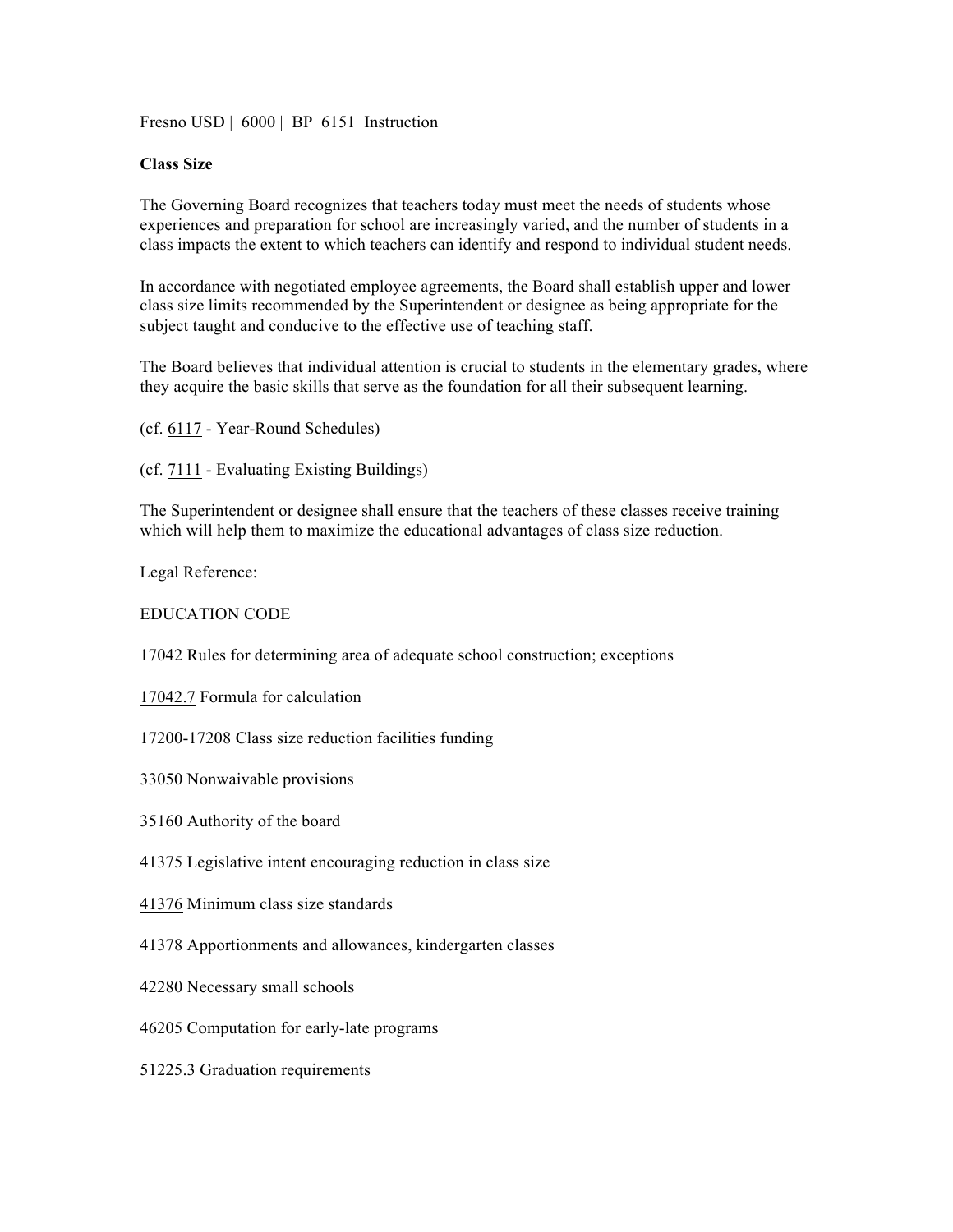Fresno USD | 6000 | BP 6151 Instruction

**Class Size**

The Governing Board recognizes that teachers today must meet the needs of students whose experiences and preparation for school are increasingly varied, and the number of students in a class impacts the extent to which teachers can identify and respond to individual student needs.

In accordance with negotiated employee agreements, the Board shall establish upper and lower class size limits recommended by the Superintendent or designee as being appropriate for the subject taught and conducive to the effective use of teaching staff.

The Board believes that individual attention is crucial to students in the elementary grades, where they acquire the basic skills that serve as the foundation for all their subsequent learning.

(cf. 6117 - Year-Round Schedules)

(cf. 7111 - Evaluating Existing Buildings)

The Superintendent or designee shall ensure that the teachers of these classes receive training which will help them to maximize the educational advantages of class size reduction.

Legal Reference:

EDUCATION CODE

17042 Rules for determining area of adequate school construction; exceptions

17042.7 Formula for calculation

17200-17208 Class size reduction facilities funding

33050 Nonwaivable provisions

35160 Authority of the board

41375 Legislative intent encouraging reduction in class size

41376 Minimum class size standards

41378 Apportionments and allowances, kindergarten classes

42280 Necessary small schools

46205 Computation for early-late programs

51225.3 Graduation requirements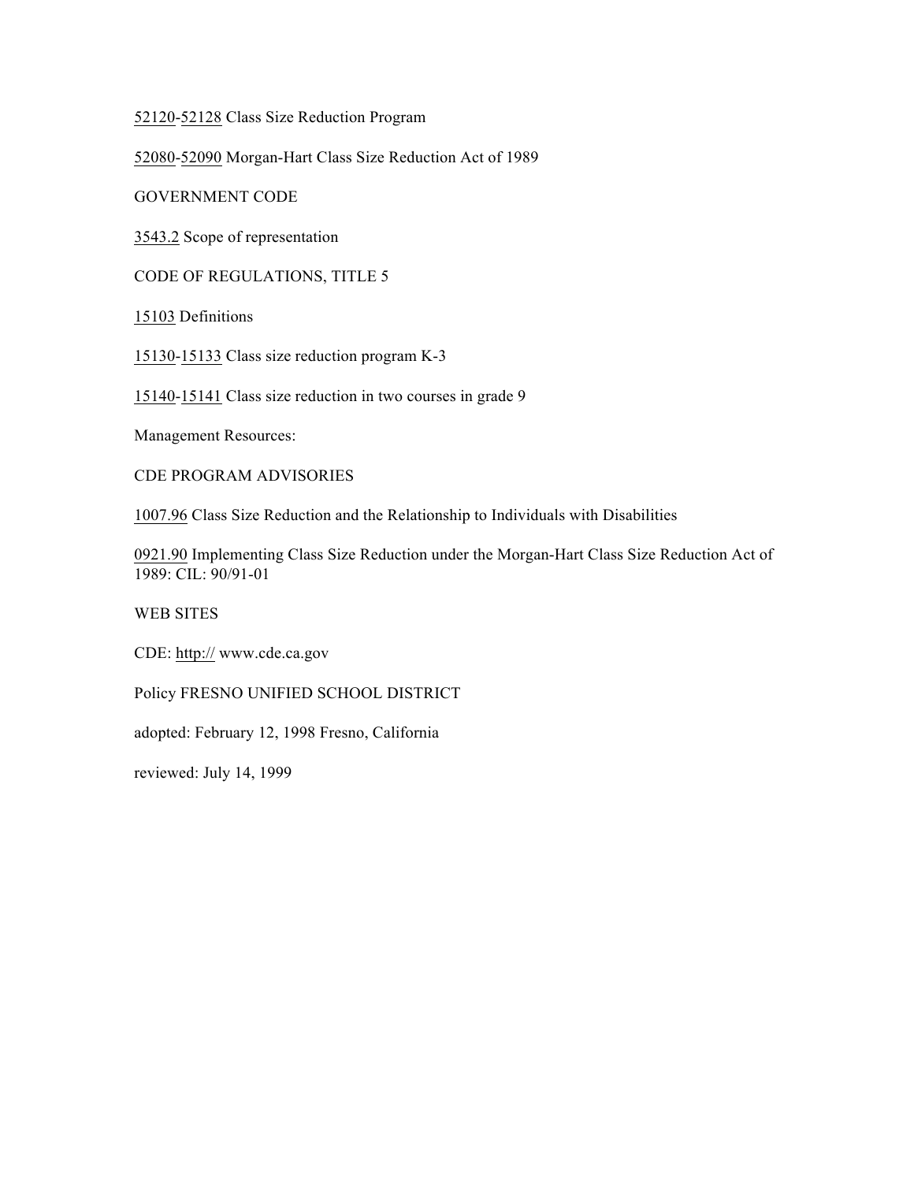52120-52128 Class Size Reduction Program

52080-52090 Morgan-Hart Class Size Reduction Act of 1989

GOVERNMENT CODE

3543.2 Scope of representation

CODE OF REGULATIONS, TITLE 5

15103 Definitions

15130-15133 Class size reduction program K-3

15140-15141 Class size reduction in two courses in grade 9

Management Resources:

CDE PROGRAM ADVISORIES

1007.96 Class Size Reduction and the Relationship to Individuals with Disabilities

0921.90 Implementing Class Size Reduction under the Morgan-Hart Class Size Reduction Act of 1989: CIL: 90/91-01

WEB SITES

CDE: http:// www.cde.ca.gov

Policy FRESNO UNIFIED SCHOOL DISTRICT

adopted: February 12, 1998 Fresno, California

reviewed: July 14, 1999